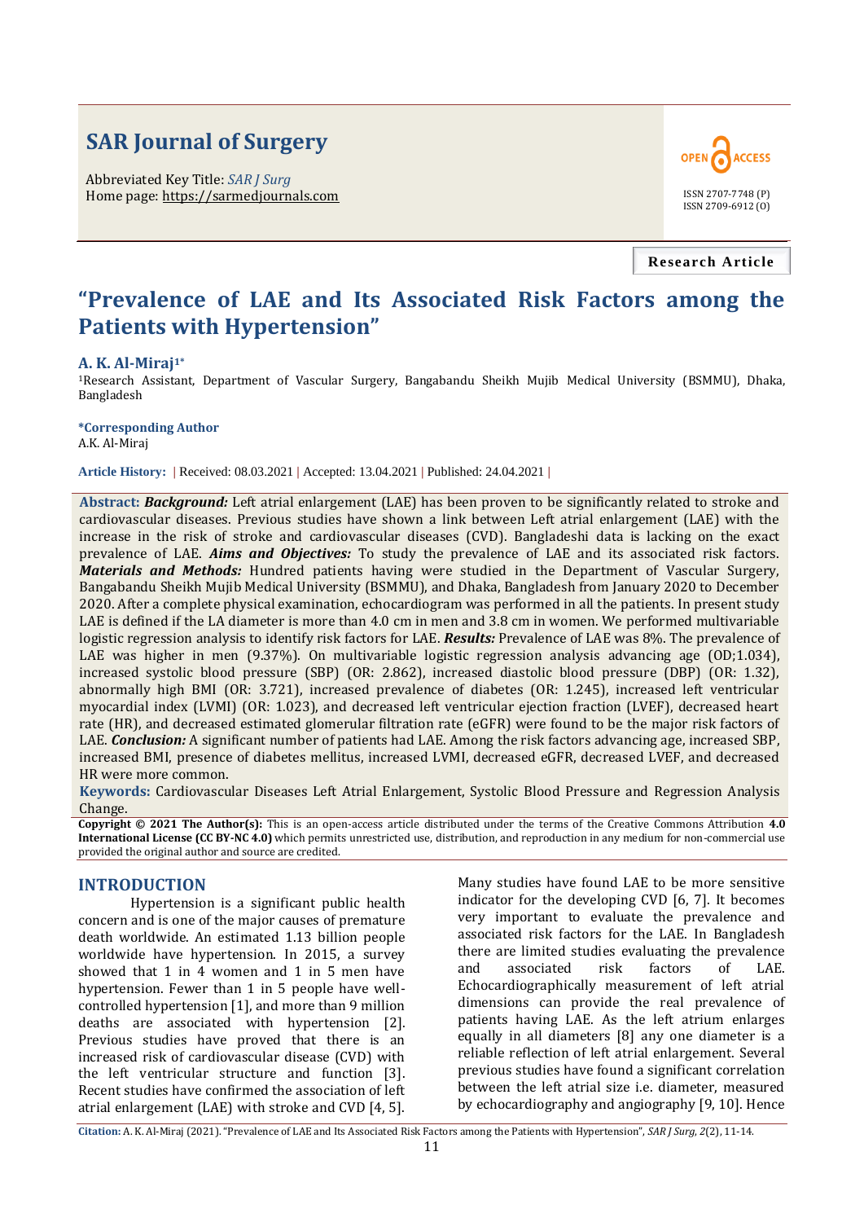# SAR Journal of Surgery

Abbreviated Key Title: *SAR J Surg*
Home page: https://sarmedjournals.com

OPEN ACCESS

ISSN 2707-7748 (P)
ISSN 2709-6912 (O)

**Research Article**

# "Prevalence of LAE and Its Associated Risk Factors among the Patients with Hypertension"

**A. K. Al-Miraj[1*]**

[1]Research Assistant, Department of Vascular Surgery, Bangabandu Sheikh Mujib Medical University (BSMMU), Dhaka, Bangladesh

**\*Corresponding Author**
A.K. Al-Miraj

**Article History:** | Received: 08.03.2021 | Accepted: 13.04.2021 | Published: 24.04.2021 |

**Abstract:** ***Background:*** Left atrial enlargement (LAE) has been proven to be significantly related to stroke and cardiovascular diseases. Previous studies have shown a link between Left atrial enlargement (LAE) with the increase in the risk of stroke and cardiovascular diseases (CVD). Bangladeshi data is lacking on the exact prevalence of LAE. ***Aims and Objectives:*** To study the prevalence of LAE and its associated risk factors. ***Materials and Methods:*** Hundred patients having were studied in the Department of Vascular Surgery, Bangabandu Sheikh Mujib Medical University (BSMMU), and Dhaka, Bangladesh from January 2020 to December 2020. After a complete physical examination, echocardiogram was performed in all the patients. In present study LAE is defined if the LA diameter is more than 4.0 cm in men and 3.8 cm in women. We performed multivariable logistic regression analysis to identify risk factors for LAE. ***Results:*** Prevalence of LAE was 8%. The prevalence of LAE was higher in men (9.37%). On multivariable logistic regression analysis advancing age (OD;1.034), increased systolic blood pressure (SBP) (OR: 2.862), increased diastolic blood pressure (DBP) (OR: 1.32), abnormally high BMI (OR: 3.721), increased prevalence of diabetes (OR: 1.245), increased left ventricular myocardial index (LVMI) (OR: 1.023), and decreased left ventricular ejection fraction (LVEF), decreased heart rate (HR), and decreased estimated glomerular filtration rate (eGFR) were found to be the major risk factors of LAE. ***Conclusion:*** A significant number of patients had LAE. Among the risk factors advancing age, increased SBP, increased BMI, presence of diabetes mellitus, increased LVMI, decreased eGFR, decreased LVEF, and decreased HR were more common.

**Keywords:** Cardiovascular Diseases Left Atrial Enlargement, Systolic Blood Pressure and Regression Analysis Change.

**Copyright © 2021 The Author(s):** This is an open-access article distributed under the terms of the Creative Commons Attribution **4.0 International License (CC BY-NC 4.0)** which permits unrestricted use, distribution, and reproduction in any medium for non-commercial use provided the original author and source are credited.

## INTRODUCTION

Hypertension is a significant public health concern and is one of the major causes of premature death worldwide. An estimated 1.13 billion people worldwide have hypertension. In 2015, a survey showed that 1 in 4 women and 1 in 5 men have hypertension. Fewer than 1 in 5 people have well-controlled hypertension [1], and more than 9 million deaths are associated with hypertension [2]. Previous studies have proved that there is an increased risk of cardiovascular disease (CVD) with the left ventricular structure and function [3]. Recent studies have confirmed the association of left atrial enlargement (LAE) with stroke and CVD [4, 5].

Many studies have found LAE to be more sensitive indicator for the developing CVD [6, 7]. It becomes very important to evaluate the prevalence and associated risk factors for the LAE. In Bangladesh there are limited studies evaluating the prevalence and associated risk factors of LAE. Echocardiographically measurement of left atrial dimensions can provide the real prevalence of patients having LAE. As the left atrium enlarges equally in all diameters [8] any one diameter is a reliable reflection of left atrial enlargement. Several previous studies have found a significant correlation between the left atrial size i.e. diameter, measured by echocardiography and angiography [9, 10]. Hence

**Citation:** A. K. Al-Miraj (2021). "Prevalence of LAE and Its Associated Risk Factors among the Patients with Hypertension", *SAR J Surg*, *2*(2), 11-14.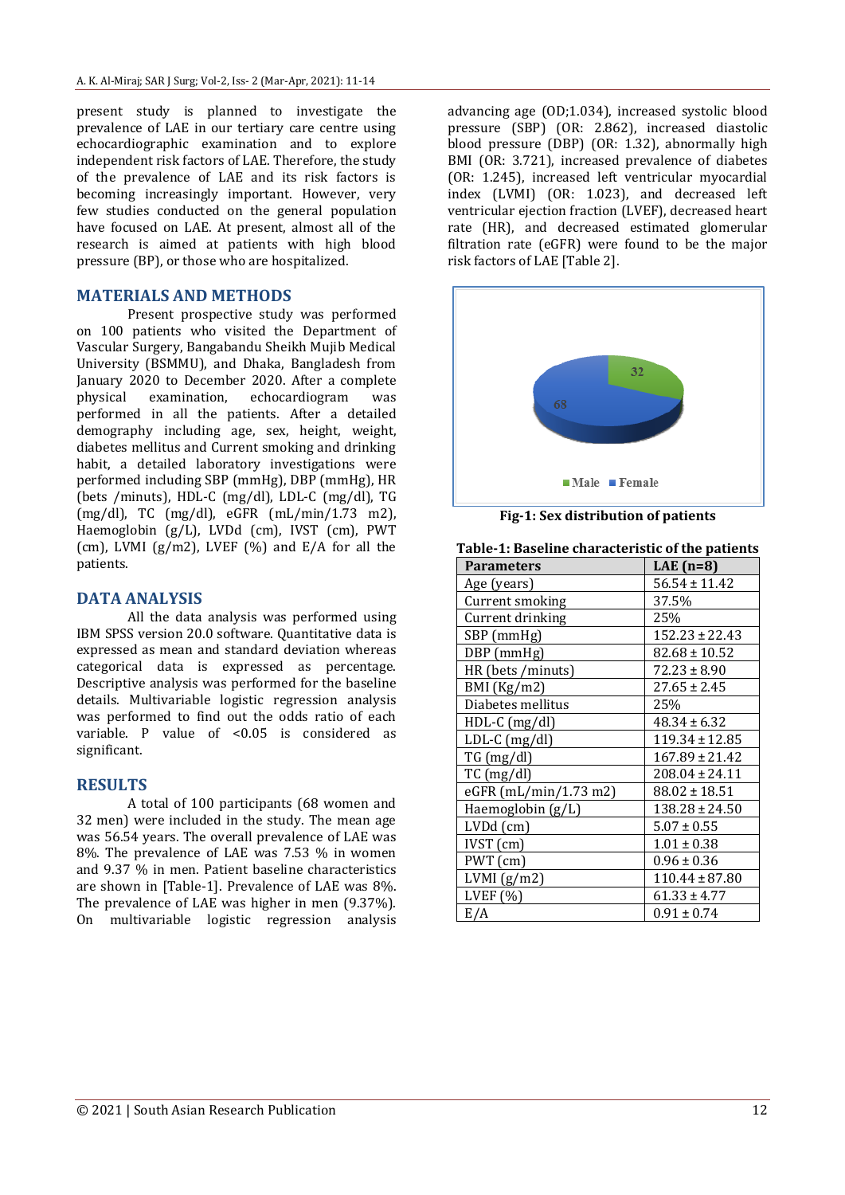present study is planned to investigate the prevalence of LAE in our tertiary care centre using echocardiographic examination and to explore independent risk factors of LAE. Therefore, the study of the prevalence of LAE and its risk factors is becoming increasingly important. However, very few studies conducted on the general population have focused on LAE. At present, almost all of the research is aimed at patients with high blood pressure (BP), or those who are hospitalized.

## MATERIALS AND METHODS

Present prospective study was performed on 100 patients who visited the Department of Vascular Surgery, Bangabandu Sheikh Mujib Medical University (BSMMU), and Dhaka, Bangladesh from January 2020 to December 2020. After a complete physical examination, echocardiogram was performed in all the patients. After a detailed demography including age, sex, height, weight, diabetes mellitus and Current smoking and drinking habit, a detailed laboratory investigations were performed including SBP (mmHg), DBP (mmHg), HR (bets /minuts), HDL-C (mg/dl), LDL-C (mg/dl), TG (mg/dl), TC (mg/dl), eGFR (mL/min/1.73 m2), Haemoglobin (g/L), LVDd (cm), IVST (cm), PWT (cm), LVMI (g/m2), LVEF (%) and E/A for all the patients.

## DATA ANALYSIS

All the data analysis was performed using IBM SPSS version 20.0 software. Quantitative data is expressed as mean and standard deviation whereas categorical data is expressed as percentage. Descriptive analysis was performed for the baseline details. Multivariable logistic regression analysis was performed to find out the odds ratio of each variable. P value of <0.05 is considered as significant.

## RESULTS

A total of 100 participants (68 women and 32 men) were included in the study. The mean age was 56.54 years. The overall prevalence of LAE was 8%. The prevalence of LAE was 7.53 % in women and 9.37 % in men. Patient baseline characteristics are shown in [Table-1]. Prevalence of LAE was 8%. The prevalence of LAE was higher in men (9.37%). On multivariable logistic regression analysis advancing age (OD;1.034), increased systolic blood pressure (SBP) (OR: 2.862), increased diastolic blood pressure (DBP) (OR: 1.32), abnormally high BMI (OR: 3.721), increased prevalence of diabetes (OR: 1.245), increased left ventricular myocardial index (LVMI) (OR: 1.023), and decreased left ventricular ejection fraction (LVEF), decreased heart rate (HR), and decreased estimated glomerular filtration rate (eGFR) were found to be the major risk factors of LAE [Table 2].

32

68

Male Female

**Fig-1: Sex distribution of patients**

**Table-1: Baseline characteristic of the patients**

| Parameters | LAE (n=8) |
|---|---|
| Age (years) | 56.54 ± 11.42 |
| Current smoking | 37.5% |
| Current drinking | 25% |
| SBP (mmHg) | 152.23 ± 22.43 |
| DBP (mmHg) | 82.68 ± 10.52 |
| HR (bets /minuts) | 72.23 ± 8.90 |
| BMI (Kg/m2) | 27.65 ± 2.45 |
| Diabetes mellitus | 25% |
| HDL-C (mg/dl) | 48.34 ± 6.32 |
| LDL-C (mg/dl) | 119.34 ± 12.85 |
| TG (mg/dl) | 167.89 ± 21.42 |
| TC (mg/dl) | 208.04 ± 24.11 |
| eGFR (mL/min/1.73 m2) | 88.02 ± 18.51 |
| Haemoglobin (g/L) | 138.28 ± 24.50 |
| LVDd (cm) | 5.07 ± 0.55 |
| IVST (cm) | 1.01 ± 0.38 |
| PWT (cm) | 0.96 ± 0.36 |
| LVMI (g/m2) | 110.44 ± 87.80 |
| LVEF (%) | 61.33 ± 4.77 |
| E/A | 0.91 ± 0.74 |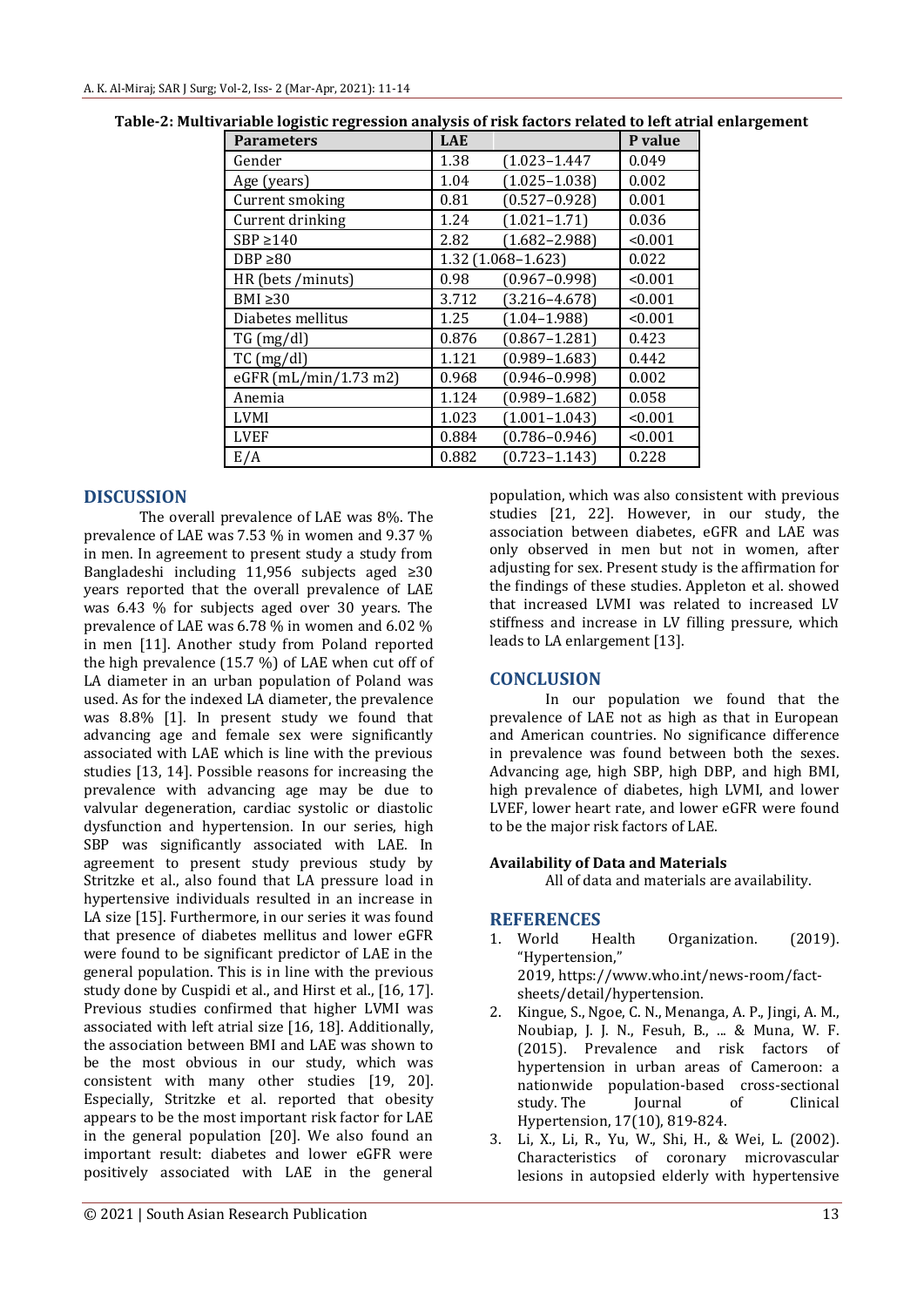**Table-2: Multivariable logistic regression analysis of risk factors related to left atrial enlargement**

| Parameters | LAE | | P value |
|---|---|---|---|
| Gender | 1.38 | (1.023–1.447 | 0.049 |
| Age (years) | 1.04 | (1.025–1.038) | 0.002 |
| Current smoking | 0.81 | (0.527–0.928) | 0.001 |
| Current drinking | 1.24 | (1.021–1.71) | 0.036 |
| SBP ≥140 | 2.82 | (1.682–2.988) | <0.001 |
| DBP ≥80 | 1.32 (1.068–1.623) | | 0.022 |
| HR (bets /minuts) | 0.98 | (0.967–0.998) | <0.001 |
| BMI ≥30 | 3.712 | (3.216–4.678) | <0.001 |
| Diabetes mellitus | 1.25 | (1.04–1.988) | <0.001 |
| TG (mg/dl) | 0.876 | (0.867–1.281) | 0.423 |
| TC (mg/dl) | 1.121 | (0.989–1.683) | 0.442 |
| eGFR (mL/min/1.73 m2) | 0.968 | (0.946–0.998) | 0.002 |
| Anemia | 1.124 | (0.989–1.682) | 0.058 |
| LVMI | 1.023 | (1.001–1.043) | <0.001 |
| LVEF | 0.884 | (0.786–0.946) | <0.001 |
| E/A | 0.882 | (0.723–1.143) | 0.228 |

## DISCUSSION

The overall prevalence of LAE was 8%. The prevalence of LAE was 7.53 % in women and 9.37 % in men. In agreement to present study a study from Bangladeshi including 11,956 subjects aged ≥30 years reported that the overall prevalence of LAE was 6.43 % for subjects aged over 30 years. The prevalence of LAE was 6.78 % in women and 6.02 % in men [11]. Another study from Poland reported the high prevalence (15.7 %) of LAE when cut off of LA diameter in an urban population of Poland was used. As for the indexed LA diameter, the prevalence was 8.8% [1]. In present study we found that advancing age and female sex were significantly associated with LAE which is line with the previous studies [13, 14]. Possible reasons for increasing the prevalence with advancing age may be due to valvular degeneration, cardiac systolic or diastolic dysfunction and hypertension. In our series, high SBP was significantly associated with LAE. In agreement to present study previous study by Stritzke et al., also found that LA pressure load in hypertensive individuals resulted in an increase in LA size [15]. Furthermore, in our series it was found that presence of diabetes mellitus and lower eGFR were found to be significant predictor of LAE in the general population. This is in line with the previous study done by Cuspidi et al., and Hirst et al., [16, 17]. Previous studies confirmed that higher LVMI was associated with left atrial size [16, 18]. Additionally, the association between BMI and LAE was shown to be the most obvious in our study, which was consistent with many other studies [19, 20]. Especially, Stritzke et al. reported that obesity appears to be the most important risk factor for LAE in the general population [20]. We also found an important result: diabetes and lower eGFR were positively associated with LAE in the general population, which was also consistent with previous studies [21, 22]. However, in our study, the association between diabetes, eGFR and LAE was only observed in men but not in women, after adjusting for sex. Present study is the affirmation for the findings of these studies. Appleton et al. showed that increased LVMI was related to increased LV stiffness and increase in LV filling pressure, which leads to LA enlargement [13].

## CONCLUSION

In our population we found that the prevalence of LAE not as high as that in European and American countries. No significance difference in prevalence was found between both the sexes. Advancing age, high SBP, high DBP, and high BMI, high prevalence of diabetes, high LVMI, and lower LVEF, lower heart rate, and lower eGFR were found to be the major risk factors of LAE.

**Availability of Data and Materials**

All of data and materials are availability.

## REFERENCES

1. World Health Organization. (2019). "Hypertension," 2019, https://www.who.int/news-room/fact-sheets/detail/hypertension.
2. Kingue, S., Ngoe, C. N., Menanga, A. P., Jingi, A. M., Noubiap, J. J. N., Fesuh, B., ... & Muna, W. F. (2015). Prevalence and risk factors of hypertension in urban areas of Cameroon: a nationwide population-based cross-sectional study. The Journal of Clinical Hypertension, 17(10), 819-824.
3. Li, X., Li, R., Yu, W., Shi, H., & Wei, L. (2002). Characteristics of coronary microvascular lesions in autopsied elderly with hypertensive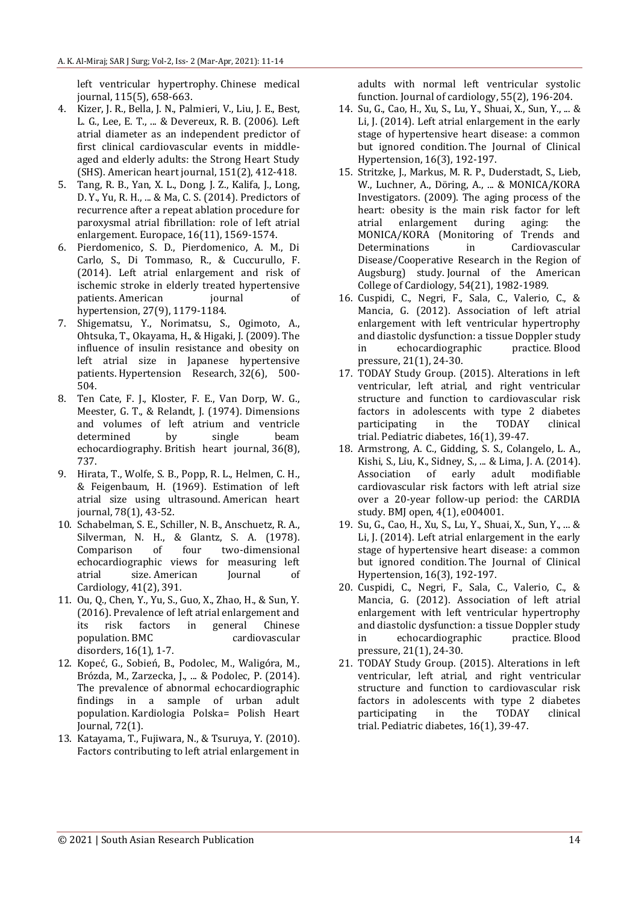left ventricular hypertrophy. Chinese medical journal, 115(5), 658-663.

4. Kizer, J. R., Bella, J. N., Palmieri, V., Liu, J. E., Best, L. G., Lee, E. T., ... & Devereux, R. B. (2006). Left atrial diameter as an independent predictor of first clinical cardiovascular events in middle-aged and elderly adults: the Strong Heart Study (SHS). American heart journal, 151(2), 412-418.
5. Tang, R. B., Yan, X. L., Dong, J. Z., Kalifa, J., Long, D. Y., Yu, R. H., ... & Ma, C. S. (2014). Predictors of recurrence after a repeat ablation procedure for paroxysmal atrial fibrillation: role of left atrial enlargement. Europace, 16(11), 1569-1574.
6. Pierdomenico, S. D., Pierdomenico, A. M., Di Carlo, S., Di Tommaso, R., & Cuccurullo, F. (2014). Left atrial enlargement and risk of ischemic stroke in elderly treated hypertensive patients. American journal of hypertension, 27(9), 1179-1184.
7. Shigematsu, Y., Norimatsu, S., Ogimoto, A., Ohtsuka, T., Okayama, H., & Higaki, J. (2009). The influence of insulin resistance and obesity on left atrial size in Japanese hypertensive patients. Hypertension Research, 32(6), 500-504.
8. Ten Cate, F. J., Kloster, F. E., Van Dorp, W. G., Meester, G. T., & Relandt, J. (1974). Dimensions and volumes of left atrium and ventricle determined by single beam echocardiography. British heart journal, 36(8), 737.
9. Hirata, T., Wolfe, S. B., Popp, R. L., Helmen, C. H., & Feigenbaum, H. (1969). Estimation of left atrial size using ultrasound. American heart journal, 78(1), 43-52.
10. Schabelman, S. E., Schiller, N. B., Anschuetz, R. A., Silverman, N. H., & Glantz, S. A. (1978). Comparison of four two-dimensional echocardiographic views for measuring left atrial size. American Journal of Cardiology, 41(2), 391.
11. Ou, Q., Chen, Y., Yu, S., Guo, X., Zhao, H., & Sun, Y. (2016). Prevalence of left atrial enlargement and its risk factors in general Chinese population. BMC cardiovascular disorders, 16(1), 1-7.
12. Kopeć, G., Sobień, B., Podolec, M., Waligóra, M., Brózda, M., Zarzecka, J., ... & Podolec, P. (2014). The prevalence of abnormal echocardiographic findings in a sample of urban adult population. Kardiologia Polska= Polish Heart Journal, 72(1).
13. Katayama, T., Fujiwara, N., & Tsuruya, Y. (2010). Factors contributing to left atrial enlargement in adults with normal left ventricular systolic function. Journal of cardiology, 55(2), 196-204.
14. Su, G., Cao, H., Xu, S., Lu, Y., Shuai, X., Sun, Y., ... & Li, J. (2014). Left atrial enlargement in the early stage of hypertensive heart disease: a common but ignored condition. The Journal of Clinical Hypertension, 16(3), 192-197.
15. Stritzke, J., Markus, M. R. P., Duderstadt, S., Lieb, W., Luchner, A., Döring, A., ... & MONICA/KORA Investigators. (2009). The aging process of the heart: obesity is the main risk factor for left atrial enlargement during aging: the MONICA/KORA (Monitoring of Trends and Determinations in Cardiovascular Disease/Cooperative Research in the Region of Augsburg) study. Journal of the American College of Cardiology, 54(21), 1982-1989.
16. Cuspidi, C., Negri, F., Sala, C., Valerio, C., & Mancia, G. (2012). Association of left atrial enlargement with left ventricular hypertrophy and diastolic dysfunction: a tissue Doppler study in echocardiographic practice. Blood pressure, 21(1), 24-30.
17. TODAY Study Group. (2015). Alterations in left ventricular, left atrial, and right ventricular structure and function to cardiovascular risk factors in adolescents with type 2 diabetes participating in the TODAY clinical trial. Pediatric diabetes, 16(1), 39-47.
18. Armstrong, A. C., Gidding, S. S., Colangelo, L. A., Kishi, S., Liu, K., Sidney, S., ... & Lima, J. A. (2014). Association of early adult modifiable cardiovascular risk factors with left atrial size over a 20-year follow-up period: the CARDIA study. BMJ open, 4(1), e004001.
19. Su, G., Cao, H., Xu, S., Lu, Y., Shuai, X., Sun, Y., ... & Li, J. (2014). Left atrial enlargement in the early stage of hypertensive heart disease: a common but ignored condition. The Journal of Clinical Hypertension, 16(3), 192-197.
20. Cuspidi, C., Negri, F., Sala, C., Valerio, C., & Mancia, G. (2012). Association of left atrial enlargement with left ventricular hypertrophy and diastolic dysfunction: a tissue Doppler study in echocardiographic practice. Blood pressure, 21(1), 24-30.
21. TODAY Study Group. (2015). Alterations in left ventricular, left atrial, and right ventricular structure and function to cardiovascular risk factors in adolescents with type 2 diabetes participating in the TODAY clinical trial. Pediatric diabetes, 16(1), 39-47.